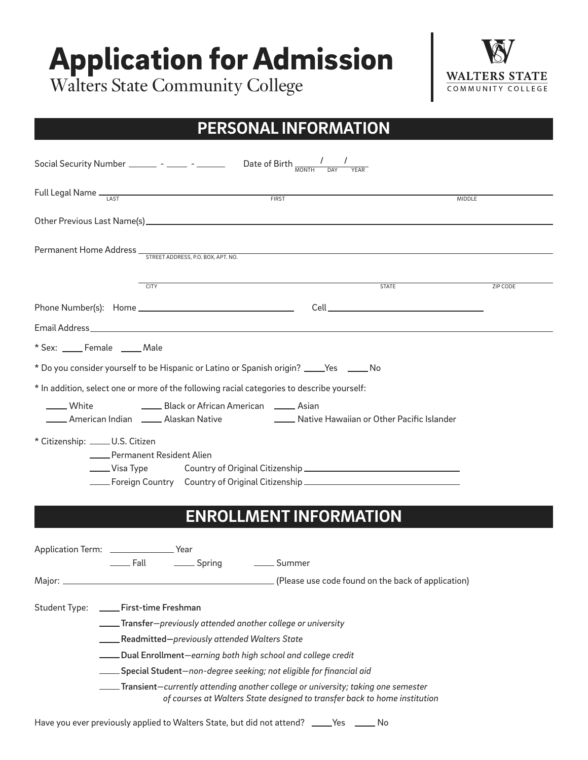# Application for Admission

Walters State Community College

WALTERS STATE COMMUNITY COLLEGE

## PERSONAL INFORMATION

Social Security Number ______ - ____ - ______ Date of Birth ____ / ____ / ____ (MONTH DAY YEAR)

Full Legal Name ______________________________________________
LAST FIRST MIDDLE

Other Previous Last Name(s) ______________________________________________

Permanent Home Address ______________________________________________
STREET ADDRESS, P.O. BOX, APT. NO.

______________________________________________
CITY STATE ZIP CODE

Phone Number(s): Home ________________________ Cell ________________________

Email Address ______________________________________________

* Sex: ____ Female ____ Male

* Do you consider yourself to be Hispanic or Latino or Spanish origin? ____Yes ____ No

* In addition, select one or more of the following racial categories to describe yourself:

____ White ____ Black or African American ____ Asian
____ American Indian ____ Alaskan Native ____ Native Hawaiian or Other Pacific Islander

* Citizenship: ____ U.S. Citizen
____ Permanent Resident Alien
____ Visa Type Country of Original Citizenship ________________________
____ Foreign Country Country of Original Citizenship ________________________

## ENROLLMENT INFORMATION

Application Term: ____________ Year
____ Fall ____ Spring ____ Summer

Major: ________________________________ (Please use code found on the back of application)

Student Type: ____ **First-time Freshman**
____ **Transfer**—*previously attended another college or university*
____ **Readmitted—***previously attended Walters State*
____ **Dual Enrollment**—*earning both high school and college credit*
____ **Special Student**—*non-degree seeking; not eligible for financial aid*
____ **Transient**—*currently attending another college or university; taking one semester of courses at Walters State designed to transfer back to home institution*

Have you ever previously applied to Walters State, but did not attend? ____Yes ____ No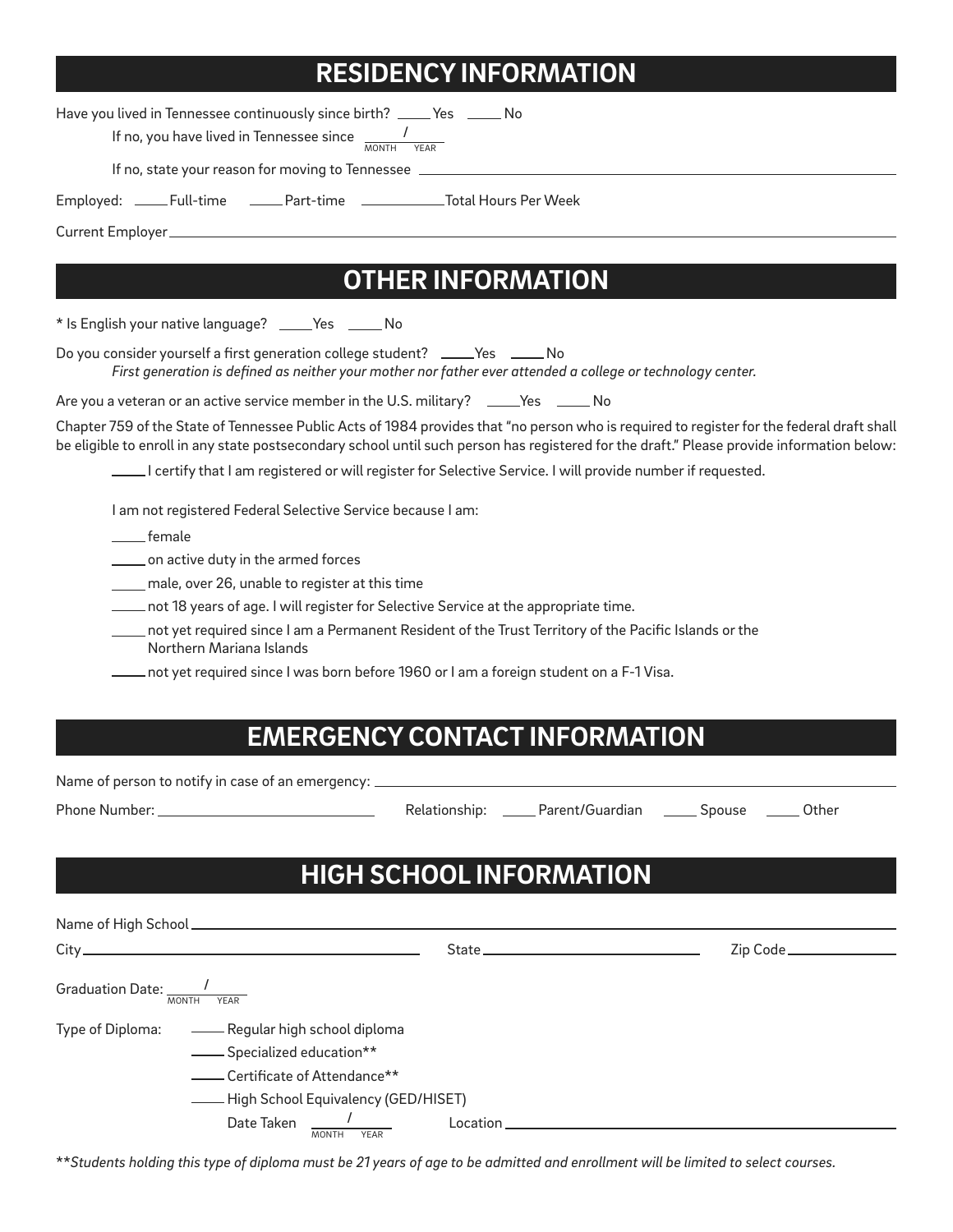## RESIDENCY INFORMATION

Have you lived in Tennessee continuously since birth? _____ Yes _____ No

If no, you have lived in Tennessee since ____/____ (MONTH / YEAR)

If no, state your reason for moving to Tennessee ______________________________

Employed: _____ Full-time _____ Part-time ___________ Total Hours Per Week

Current Employer ______________________________

## OTHER INFORMATION

* Is English your native language? _____ Yes _____ No

Do you consider yourself a first generation college student? _____ Yes _____ No

*First generation is defined as neither your mother nor father ever attended a college or technology center.*

Are you a veteran or an active service member in the U.S. military? _____ Yes _____ No

Chapter 759 of the State of Tennessee Public Acts of 1984 provides that "no person who is required to register for the federal draft shall be eligible to enroll in any state postsecondary school until such person has registered for the draft." Please provide information below:

_____ I certify that I am registered or will register for Selective Service. I will provide number if requested.

I am not registered Federal Selective Service because I am:

_____ female

_____ on active duty in the armed forces

_____ male, over 26, unable to register at this time

_____ not 18 years of age. I will register for Selective Service at the appropriate time.

_____ not yet required since I am a Permanent Resident of the Trust Territory of the Pacific Islands or the Northern Mariana Islands

_____ not yet required since I was born before 1960 or I am a foreign student on a F-1 Visa.

## EMERGENCY CONTACT INFORMATION

Name of person to notify in case of an emergency: ______________________________

Phone Number: ______________________ Relationship: _____ Parent/Guardian _____ Spouse _____ Other

## HIGH SCHOOL INFORMATION

Name of High School ______________________________

City ______________________ State ______________________ Zip Code ____________

Graduation Date: ____/____ (MONTH / YEAR)

Type of Diploma:

_____ Regular high school diploma

_____ Specialized education**

_____ Certificate of Attendance**

_____ High School Equivalency (GED/HISET)

Date Taken ____/____ (MONTH / YEAR) Location ______________________________

***Students holding this type of diploma must be 21 years of age to be admitted and enrollment will be limited to select courses.*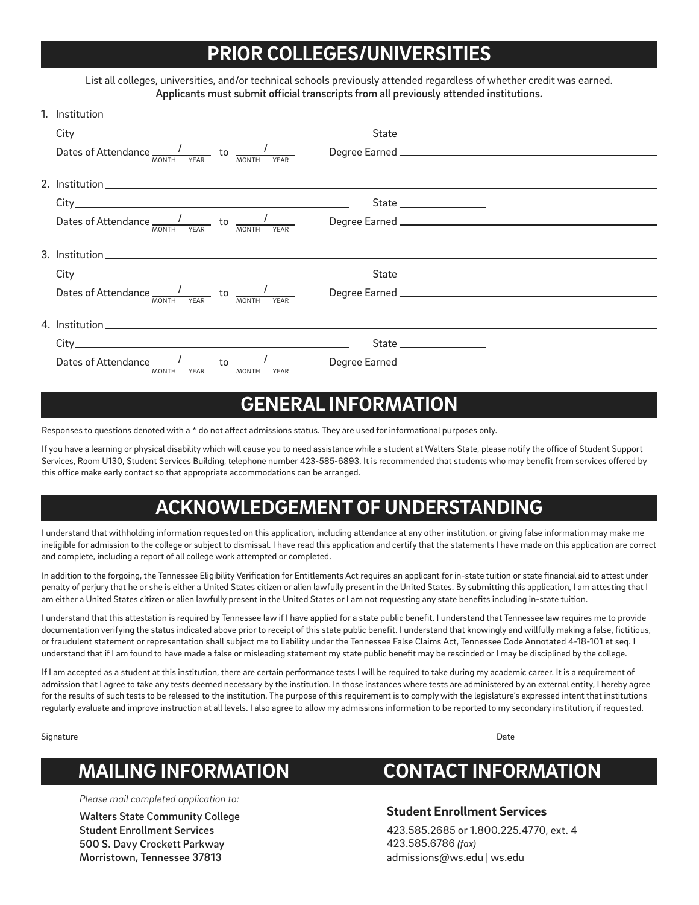## PRIOR COLLEGES/UNIVERSITIES

List all colleges, universities, and/or technical schools previously attended regardless of whether credit was earned.
**Applicants must submit official transcripts from all previously attended institutions.**

1. Institution ____________________

   City ____________________ State ____________

   Dates of Attendance ____/____ to ____/____ (MONTH YEAR) Degree Earned ____________________

2. Institution ____________________

   City ____________________ State ____________

   Dates of Attendance ____/____ to ____/____ (MONTH YEAR) Degree Earned ____________________

3. Institution ____________________

   City ____________________ State ____________

   Dates of Attendance ____/____ to ____/____ (MONTH YEAR) Degree Earned ____________________

4. Institution ____________________

   City ____________________ State ____________

   Dates of Attendance ____/____ to ____/____ (MONTH YEAR) Degree Earned ____________________

## GENERAL INFORMATION

Responses to questions denoted with a * do not affect admissions status. They are used for informational purposes only.

If you have a learning or physical disability which will cause you to need assistance while a student at Walters State, please notify the office of Student Support Services, Room U130, Student Services Building, telephone number 423-585-6893. It is recommended that students who may benefit from services offered by this office make early contact so that appropriate accommodations can be arranged.

## ACKNOWLEDGEMENT OF UNDERSTANDING

I understand that withholding information requested on this application, including attendance at any other institution, or giving false information may make me ineligible for admission to the college or subject to dismissal. I have read this application and certify that the statements I have made on this application are correct and complete, including a report of all college work attempted or completed.

In addition to the forgoing, the Tennessee Eligibility Verification for Entitlements Act requires an applicant for in-state tuition or state financial aid to attest under penalty of perjury that he or she is either a United States citizen or alien lawfully present in the United States. By submitting this application, I am attesting that I am either a United States citizen or alien lawfully present in the United States or I am not requesting any state benefits including in-state tuition.

I understand that this attestation is required by Tennessee law if I have applied for a state public benefit. I understand that Tennessee law requires me to provide documentation verifying the status indicated above prior to receipt of this state public benefit. I understand that knowingly and willfully making a false, fictitious, or fraudulent statement or representation shall subject me to liability under the Tennessee False Claims Act, Tennessee Code Annotated 4-18-101 et seq. I understand that if I am found to have made a false or misleading statement my state public benefit may be rescinded or I may be disciplined by the college.

If I am accepted as a student at this institution, there are certain performance tests I will be required to take during my academic career. It is a requirement of admission that I agree to take any tests deemed necessary by the institution. In those instances where tests are administered by an external entity, I hereby agree for the results of such tests to be released to the institution. The purpose of this requirement is to comply with the legislature's expressed intent that institutions regularly evaluate and improve instruction at all levels. I also agree to allow my admissions information to be reported to my secondary institution, if requested.

Signature ____________________ Date ____________

## MAILING INFORMATION

*Please mail completed application to:*

**Walters State Community College**
**Student Enrollment Services**
**500 S. Davy Crockett Parkway**
**Morristown, Tennessee 37813**

## CONTACT INFORMATION

**Student Enrollment Services**

423.585.2685 or 1.800.225.4770, ext. 4
423.585.6786 *(fax)*
admissions@ws.edu | ws.edu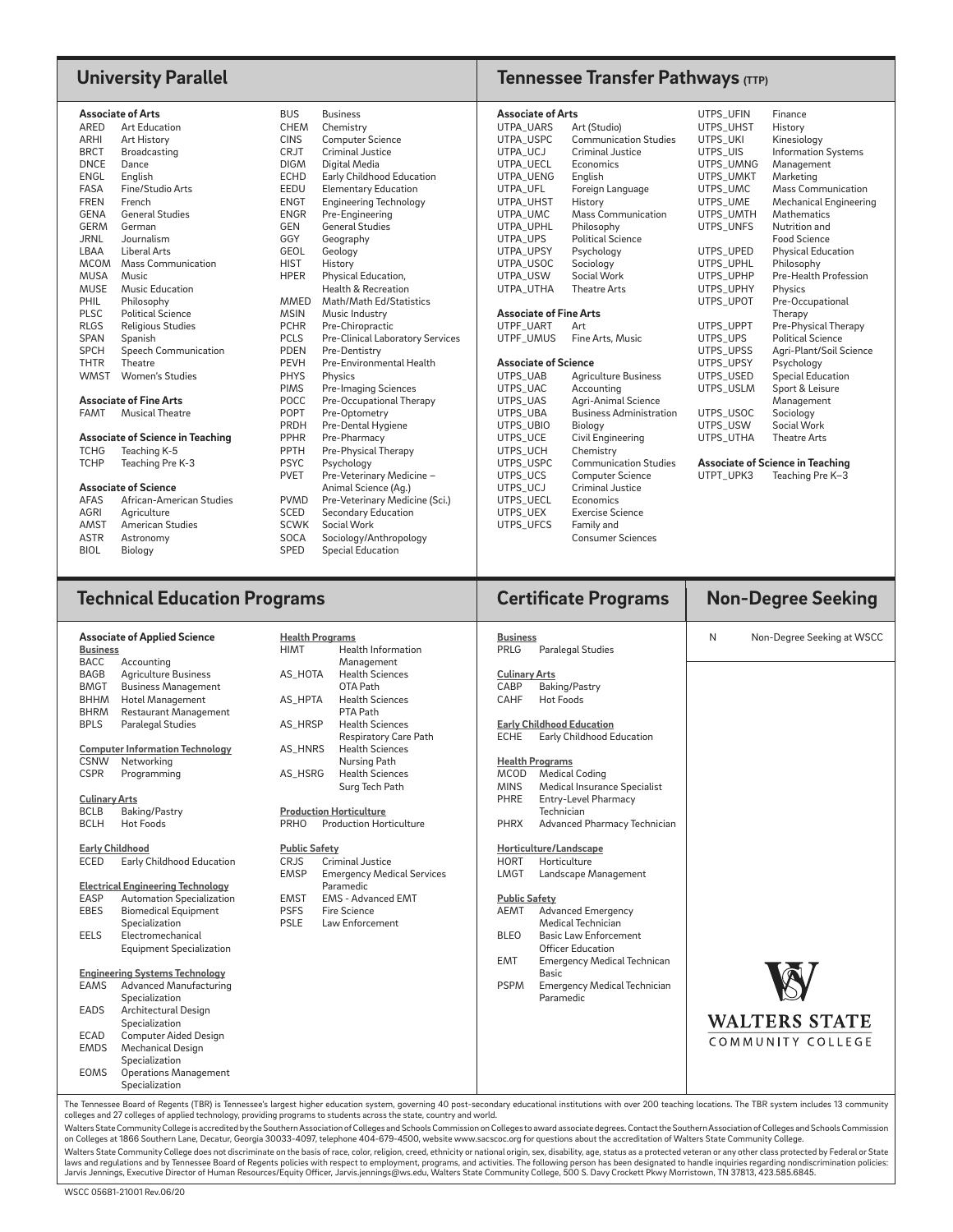## University Parallel

### Associate of Arts

| | |
|---|---|
| ARED | Art Education |
| ARHI | Art History |
| BRCT | Broadcasting |
| DNCE | Dance |
| ENGL | English |
| FASA | Fine/Studio Arts |
| FREN | French |
| GENA | General Studies |
| GERM | German |
| JRNL | Journalism |
| LBAA | Liberal Arts |
| MCOM | Mass Communication |
| MUSA | Music |
| MUSE | Music Education |
| PHIL | Philosophy |
| PLSC | Political Science |
| RLGS | Religious Studies |
| SPAN | Spanish |
| SPCH | Speech Communication |
| THTR | Theatre |
| WMST | Women's Studies |

### Associate of Fine Arts

| | |
|---|---|
| FAMT | Musical Theatre |

### Associate of Science in Teaching

| | |
|---|---|
| TCHG | Teaching K-5 |
| TCHP | Teaching Pre K-3 |

### Associate of Science

| | |
|---|---|
| AFAS | African-American Studies |
| AGRI | Agriculture |
| AMST | American Studies |
| ASTR | Astronomy |
| BIOL | Biology |
| BUS | Business |
| CHEM | Chemistry |
| CINS | Computer Science |
| CRJT | Criminal Justice |
| DIGM | Digital Media |
| ECHD | Early Childhood Education |
| EEDU | Elementary Education |
| ENGT | Engineering Technology |
| ENGR | Pre-Engineering |
| GEN | General Studies |
| GGY | Geography |
| GEOL | Geology |
| HIST | History |
| HPER | Physical Education, Health & Recreation |
| MMED | Math/Math Ed/Statistics |
| MSIN | Music Industry |
| PCHR | Pre-Chiropractic |
| PCLS | Pre-Clinical Laboratory Services |
| PDEN | Pre-Dentistry |
| PEVH | Pre-Environmental Health |
| PHYS | Physics |
| PIMS | Pre-Imaging Sciences |
| POCC | Pre-Occupational Therapy |
| POPT | Pre-Optometry |
| PRDH | Pre-Dental Hygiene |
| PPHR | Pre-Pharmacy |
| PPTH | Pre-Physical Therapy |
| PSYC | Psychology |
| PVET | Pre-Veterinary Medicine – Animal Science (Ag.) |
| PVMD | Pre-Veterinary Medicine (Sci.) |
| SCED | Secondary Education |
| SCWK | Social Work |
| SOCA | Sociology/Anthropology |
| SPED | Special Education |

## Tennessee Transfer Pathways (TTP)

### Associate of Arts

| | |
|---|---|
| UTPA_UARS | Art (Studio) |
| UTPA_USPC | Communication Studies |
| UTPA_UCJ | Criminal Justice |
| UTPA_UECL | Economics |
| UTPA_UENG | English |
| UTPA_UFL | Foreign Language |
| UTPA_UHST | History |
| UTPA_UMC | Mass Communication |
| UTPA_UPHL | Philosophy |
| UTPA_UPS | Political Science |
| UTPA_UPSY | Psychology |
| UTPA_USOC | Sociology |
| UTPA_USW | Social Work |
| UTPA_UTHA | Theatre Arts |

### Associate of Fine Arts

| | |
|---|---|
| UTPF_UART | Art |
| UTPF_UMUS | Fine Arts, Music |

### Associate of Science

| | |
|---|---|
| UTPS_UAB | Agriculture Business |
| UTPS_UAC | Accounting |
| UTPS_UAS | Agri-Animal Science |
| UTPS_UBA | Business Administration |
| UTPS_UBIO | Biology |
| UTPS_UCE | Civil Engineering |
| UTPS_UCH | Chemistry |
| UTPS_USPC | Communication Studies |
| UTPS_UCS | Computer Science |
| UTPS_UCJ | Criminal Justice |
| UTPS_UECL | Economics |
| UTPS_UEX | Exercise Science |
| UTPS_UFCS | Family and Consumer Sciences |
| UTPS_UFIN | Finance |
| UTPS_UHST | History |
| UTPS_UKI | Kinesiology |
| UTPS_UIS | Information Systems |
| UTPS_UMNG | Management |
| UTPS_UMKT | Marketing |
| UTPS_UMC | Mass Communication |
| UTPS_UME | Mechanical Engineering |
| UTPS_UMTH | Mathematics |
| UTPS_UNFS | Nutrition and Food Science |
| UTPS_UPED | Physical Education |
| UTPS_UPHL | Philosophy |
| UTPS_UPHP | Pre-Health Profession |
| UTPS_UPHY | Physics |
| UTPS_UPOT | Pre-Occupational Therapy |
| UTPS_UPPT | Pre-Physical Therapy |
| UTPS_UPS | Political Science |
| UTPS_UPSS | Agri-Plant/Soil Science |
| UTPS_UPSY | Psychology |
| UTPS_USED | Special Education |
| UTPS_USLM | Sport & Leisure Management |
| UTPS_USOC | Sociology |
| UTPS_USW | Social Work |
| UTPS_UTHA | Theatre Arts |

### Associate of Science in Teaching

| | |
|---|---|
| UTPT_UPK3 | Teaching Pre K–3 |

## Technical Education Programs

### Associate of Applied Science

**Business**

| | |
|---|---|
| BACC | Accounting |
| BAGB | Agriculture Business |
| BMGT | Business Management |
| BHHM | Hotel Management |
| BHRM | Restaurant Management |
| BPLS | Paralegal Studies |

**Computer Information Technology**

| | |
|---|---|
| CSNW | Networking |
| CSPR | Programming |

**Culinary Arts**

| | |
|---|---|
| BCLB | Baking/Pastry |
| BCLH | Hot Foods |

**Early Childhood**

| | |
|---|---|
| ECED | Early Childhood Education |

**Electrical Engineering Technology**

| | |
|---|---|
| EASP | Automation Specialization |
| EBES | Biomedical Equipment Specialization |
| EELS | Electromechanical Equipment Specialization |

**Engineering Systems Technology**

| | |
|---|---|
| EAMS | Advanced Manufacturing Specialization |
| EADS | Architectural Design Specialization |
| ECAD | Computer Aided Design |
| EMDS | Mechanical Design Specialization |
| EOMS | Operations Management Specialization |

**Health Programs**

| | |
|---|---|
| HIMT | Health Information Management |
| AS_HOTA | Health Sciences OTA Path |
| AS_HPTA | Health Sciences PTA Path |
| AS_HRSP | Health Sciences Respiratory Care Path |
| AS_HNRS | Health Sciences Nursing Path |
| AS_HSRG | Health Sciences Surg Tech Path |

**Production Horticulture**

| | |
|---|---|
| PRHO | Production Horticulture |

**Public Safety**

| | |
|---|---|
| CRJS | Criminal Justice |
| EMSP | Emergency Medical Services Paramedic |
| EMST | EMS - Advanced EMT |
| PSFS | Fire Science |
| PSLE | Law Enforcement |

## Certificate Programs

**Business**

| | |
|---|---|
| PRLG | Paralegal Studies |

**Culinary Arts**

| | |
|---|---|
| CABP | Baking/Pastry |
| CAHF | Hot Foods |

**Early Childhood Education**

| | |
|---|---|
| ECHE | Early Childhood Education |

**Health Programs**

| | |
|---|---|
| MCOD | Medical Coding |
| MINS | Medical Insurance Specialist |
| PHRE | Entry-Level Pharmacy Technician |
| PHRX | Advanced Pharmacy Technician |

**Horticulture/Landscape**

| | |
|---|---|
| HORT | Horticulture |
| LMGT | Landscape Management |

**Public Safety**

| | |
|---|---|
| AEMT | Advanced Emergency Medical Technician |
| BLEO | Basic Law Enforcement Officer Education |
| EMT | Emergency Medical Technican Basic |
| PSPM | Emergency Medical Technician Paramedic |

## Non-Degree Seeking

| | |
|---|---|
| N | Non-Degree Seeking at WSCC |

WALTERS STATE COMMUNITY COLLEGE

The Tennessee Board of Regents (TBR) is Tennessee's largest higher education system, governing 40 post-secondary educational institutions with over 200 teaching locations. The TBR system includes 13 community colleges and 27 colleges of applied technology, providing programs to students across the state, country and world.

Walters State Community College is accredited by the Southern Association of Colleges and Schools Commission on Colleges to award associate degrees. Contact the Southern Association of Colleges and Schools Commission on Colleges at 1866 Southern Lane, Decatur, Georgia 30033-4097, telephone 404-679-4500, website www.sacscoc.org for questions about the accreditation of Walters State Community College.

Walters State Community College does not discriminate on the basis of race, color, religion, creed, ethnicity or national origin, sex, disability, age, status as a protected veteran or any other class protected by Federal or State laws and regulations and by Tennessee Board of Regents policies with respect to employment, programs, and activities. The following person has been designated to handle inquiries regarding nondiscrimination policies: Jarvis Jennings, Executive Director of Human Resources/Equity Officer, Jarvis.jennings@ws.edu, Walters State Community College, 500 S. Davy Crockett Pkwy Morristown, TN 37813, 423.585.6845.

WSCC 05681-21001 Rev.06/20